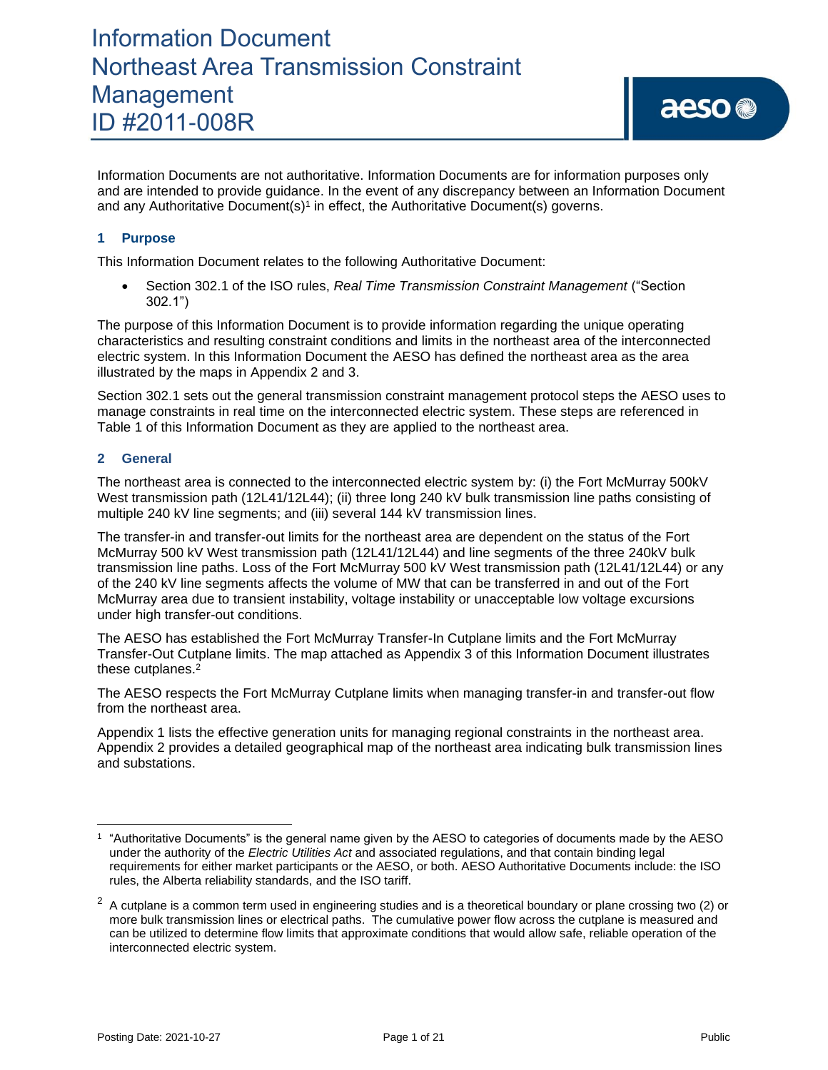# Information Document
# Northeast Area Transmission Constraint Management
# ID #2011-008R

Information Documents are not authoritative. Information Documents are for information purposes only and are intended to provide guidance. In the event of any discrepancy between an Information Document and any Authoritative Document(s)[1] in effect, the Authoritative Document(s) governs.

## 1 Purpose

This Information Document relates to the following Authoritative Document:

- Section 302.1 of the ISO rules, *Real Time Transmission Constraint Management* ("Section 302.1")

The purpose of this Information Document is to provide information regarding the unique operating characteristics and resulting constraint conditions and limits in the northeast area of the interconnected electric system. In this Information Document the AESO has defined the northeast area as the area illustrated by the maps in Appendix 2 and 3.

Section 302.1 sets out the general transmission constraint management protocol steps the AESO uses to manage constraints in real time on the interconnected electric system. These steps are referenced in Table 1 of this Information Document as they are applied to the northeast area.

## 2 General

The northeast area is connected to the interconnected electric system by: (i) the Fort McMurray 500kV West transmission path (12L41/12L44); (ii) three long 240 kV bulk transmission line paths consisting of multiple 240 kV line segments; and (iii) several 144 kV transmission lines.

The transfer-in and transfer-out limits for the northeast area are dependent on the status of the Fort McMurray 500 kV West transmission path (12L41/12L44) and line segments of the three 240kV bulk transmission line paths. Loss of the Fort McMurray 500 kV West transmission path (12L41/12L44) or any of the 240 kV line segments affects the volume of MW that can be transferred in and out of the Fort McMurray area due to transient instability, voltage instability or unacceptable low voltage excursions under high transfer-out conditions.

The AESO has established the Fort McMurray Transfer-In Cutplane limits and the Fort McMurray Transfer-Out Cutplane limits. The map attached as Appendix 3 of this Information Document illustrates these cutplanes.[2]

The AESO respects the Fort McMurray Cutplane limits when managing transfer-in and transfer-out flow from the northeast area.

Appendix 1 lists the effective generation units for managing regional constraints in the northeast area. Appendix 2 provides a detailed geographical map of the northeast area indicating bulk transmission lines and substations.

---

[1] "Authoritative Documents" is the general name given by the AESO to categories of documents made by the AESO under the authority of the *Electric Utilities Act* and associated regulations, and that contain binding legal requirements for either market participants or the AESO, or both. AESO Authoritative Documents include: the ISO rules, the Alberta reliability standards, and the ISO tariff.

[2] A cutplane is a common term used in engineering studies and is a theoretical boundary or plane crossing two (2) or more bulk transmission lines or electrical paths. The cumulative power flow across the cutplane is measured and can be utilized to determine flow limits that approximate conditions that would allow safe, reliable operation of the interconnected electric system.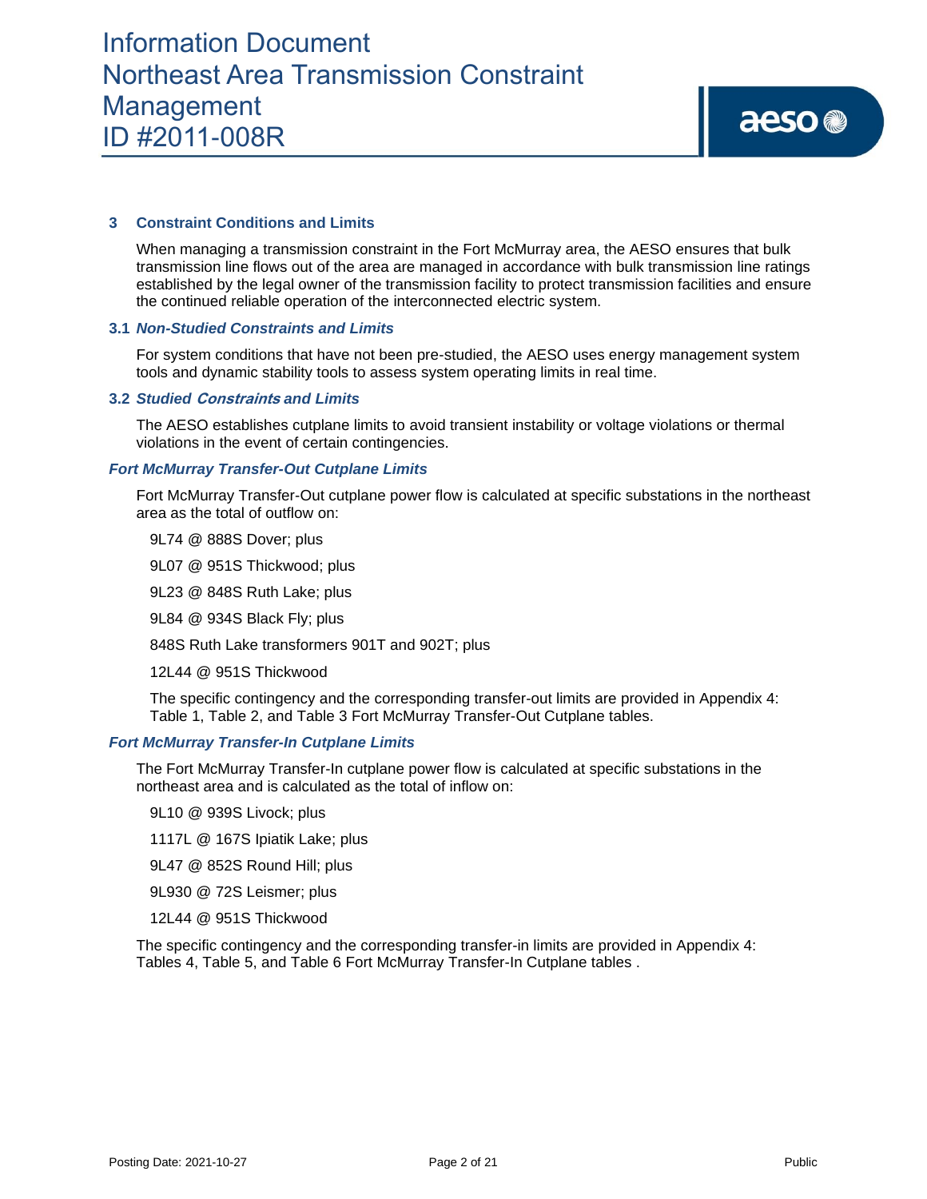## 3 Constraint Conditions and Limits

When managing a transmission constraint in the Fort McMurray area, the AESO ensures that bulk transmission line flows out of the area are managed in accordance with bulk transmission line ratings established by the legal owner of the transmission facility to protect transmission facilities and ensure the continued reliable operation of the interconnected electric system.

### 3.1 *Non-Studied Constraints and Limits*

For system conditions that have not been pre-studied, the AESO uses energy management system tools and dynamic stability tools to assess system operating limits in real time.

### 3.2 *Studied Constraints and Limits*

The AESO establishes cutplane limits to avoid transient instability or voltage violations or thermal violations in the event of certain contingencies.

#### *Fort McMurray Transfer-Out Cutplane Limits*

Fort McMurray Transfer-Out cutplane power flow is calculated at specific substations in the northeast area as the total of outflow on:

9L74 @ 888S Dover; plus

9L07 @ 951S Thickwood; plus

9L23 @ 848S Ruth Lake; plus

9L84 @ 934S Black Fly; plus

848S Ruth Lake transformers 901T and 902T; plus

12L44 @ 951S Thickwood

The specific contingency and the corresponding transfer-out limits are provided in Appendix 4: Table 1, Table 2, and Table 3 Fort McMurray Transfer-Out Cutplane tables.

#### *Fort McMurray Transfer-In Cutplane Limits*

The Fort McMurray Transfer-In cutplane power flow is calculated at specific substations in the northeast area and is calculated as the total of inflow on:

9L10 @ 939S Livock; plus

1117L @ 167S Ipiatik Lake; plus

9L47 @ 852S Round Hill; plus

9L930 @ 72S Leismer; plus

12L44 @ 951S Thickwood

The specific contingency and the corresponding transfer-in limits are provided in Appendix 4: Tables 4, Table 5, and Table 6 Fort McMurray Transfer-In Cutplane tables .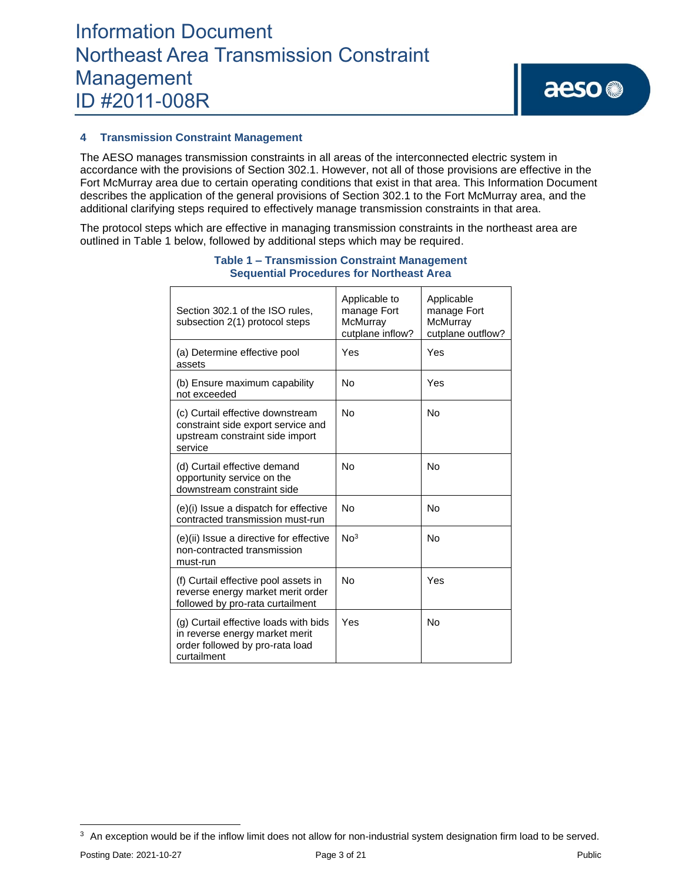## 4 Transmission Constraint Management

The AESO manages transmission constraints in all areas of the interconnected electric system in accordance with the provisions of Section 302.1. However, not all of those provisions are effective in the Fort McMurray area due to certain operating conditions that exist in that area. This Information Document describes the application of the general provisions of Section 302.1 to the Fort McMurray area, and the additional clarifying steps required to effectively manage transmission constraints in that area.

The protocol steps which are effective in managing transmission constraints in the northeast area are outlined in Table 1 below, followed by additional steps which may be required.

**Table 1 – Transmission Constraint Management Sequential Procedures for Northeast Area**

| Section 302.1 of the ISO rules, subsection 2(1) protocol steps | Applicable to manage Fort McMurray cutplane inflow? | Applicable manage Fort McMurray cutplane outflow? |
|---|---|---|
| (a) Determine effective pool assets | Yes | Yes |
| (b) Ensure maximum capability not exceeded | No | Yes |
| (c) Curtail effective downstream constraint side export service and upstream constraint side import service | No | No |
| (d) Curtail effective demand opportunity service on the downstream constraint side | No | No |
| (e)(i) Issue a dispatch for effective contracted transmission must-run | No | No |
| (e)(ii) Issue a directive for effective non-contracted transmission must-run | No[3] | No |
| (f) Curtail effective pool assets in reverse energy market merit order followed by pro-rata curtailment | No | Yes |
| (g) Curtail effective loads with bids in reverse energy market merit order followed by pro-rata load curtailment | Yes | No |

[3] An exception would be if the inflow limit does not allow for non-industrial system designation firm load to be served.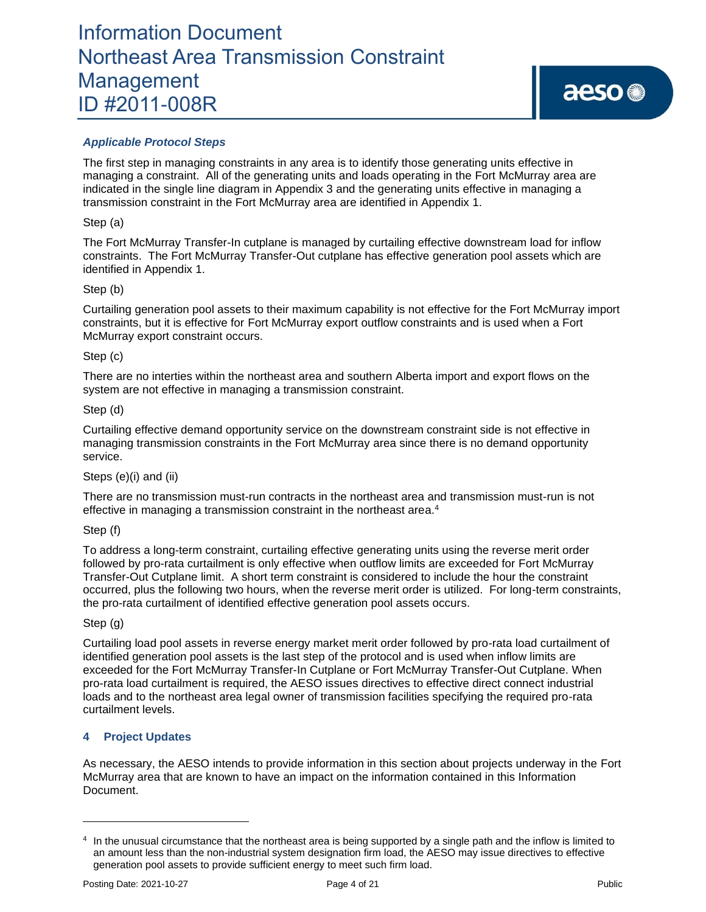***Applicable Protocol Steps***

The first step in managing constraints in any area is to identify those generating units effective in managing a constraint. All of the generating units and loads operating in the Fort McMurray area are indicated in the single line diagram in Appendix 3 and the generating units effective in managing a transmission constraint in the Fort McMurray area are identified in Appendix 1.

Step (a)

The Fort McMurray Transfer-In cutplane is managed by curtailing effective downstream load for inflow constraints. The Fort McMurray Transfer-Out cutplane has effective generation pool assets which are identified in Appendix 1.

Step (b)

Curtailing generation pool assets to their maximum capability is not effective for the Fort McMurray import constraints, but it is effective for Fort McMurray export outflow constraints and is used when a Fort McMurray export constraint occurs.

Step (c)

There are no interties within the northeast area and southern Alberta import and export flows on the system are not effective in managing a transmission constraint.

Step (d)

Curtailing effective demand opportunity service on the downstream constraint side is not effective in managing transmission constraints in the Fort McMurray area since there is no demand opportunity service.

Steps (e)(i) and (ii)

There are no transmission must-run contracts in the northeast area and transmission must-run is not effective in managing a transmission constraint in the northeast area.[4]

Step (f)

To address a long-term constraint, curtailing effective generating units using the reverse merit order followed by pro-rata curtailment is only effective when outflow limits are exceeded for Fort McMurray Transfer-Out Cutplane limit. A short term constraint is considered to include the hour the constraint occurred, plus the following two hours, when the reverse merit order is utilized. For long-term constraints, the pro-rata curtailment of identified effective generation pool assets occurs.

Step (g)

Curtailing load pool assets in reverse energy market merit order followed by pro-rata load curtailment of identified generation pool assets is the last step of the protocol and is used when inflow limits are exceeded for the Fort McMurray Transfer-In Cutplane or Fort McMurray Transfer-Out Cutplane. When pro-rata load curtailment is required, the AESO issues directives to effective direct connect industrial loads and to the northeast area legal owner of transmission facilities specifying the required pro-rata curtailment levels.

## 4 Project Updates

As necessary, the AESO intends to provide information in this section about projects underway in the Fort McMurray area that are known to have an impact on the information contained in this Information Document.

---

[4] In the unusual circumstance that the northeast area is being supported by a single path and the inflow is limited to an amount less than the non-industrial system designation firm load, the AESO may issue directives to effective generation pool assets to provide sufficient energy to meet such firm load.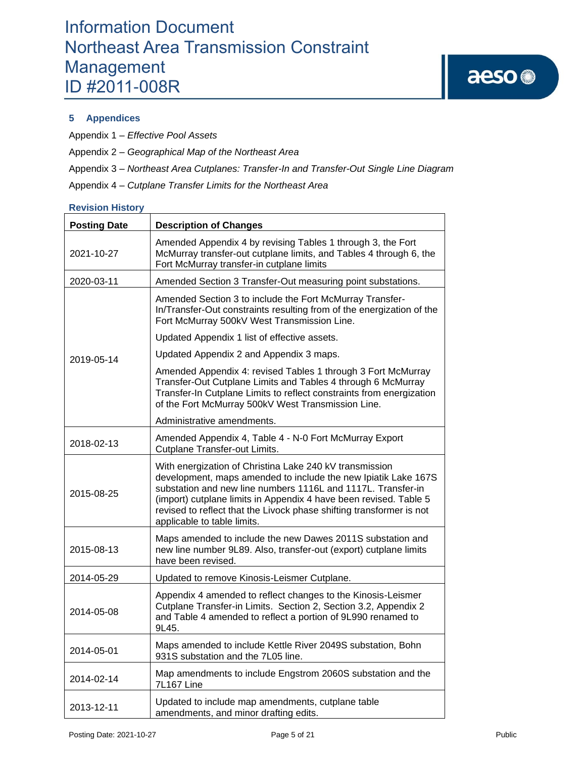## 5 Appendices

Appendix 1 – *Effective Pool Assets*

Appendix 2 – *Geographical Map of the Northeast Area*

Appendix 3 – *Northeast Area Cutplanes: Transfer-In and Transfer-Out Single Line Diagram*

Appendix 4 – *Cutplane Transfer Limits for the Northeast Area*

### Revision History

| Posting Date | Description of Changes |
|---|---|
| 2021-10-27 | Amended Appendix 4 by revising Tables 1 through 3, the Fort McMurray transfer-out cutplane limits, and Tables 4 through 6, the Fort McMurray transfer-in cutplane limits |
| 2020-03-11 | Amended Section 3 Transfer-Out measuring point substations. |
| 2019-05-14 | Amended Section 3 to include the Fort McMurray Transfer-In/Transfer-Out constraints resulting from of the energization of the Fort McMurray 500kV West Transmission Line.<br>Updated Appendix 1 list of effective assets.<br>Updated Appendix 2 and Appendix 3 maps.<br>Amended Appendix 4: revised Tables 1 through 3 Fort McMurray Transfer-Out Cutplane Limits and Tables 4 through 6 McMurray Transfer-In Cutplane Limits to reflect constraints from energization of the Fort McMurray 500kV West Transmission Line.<br>Administrative amendments. |
| 2018-02-13 | Amended Appendix 4, Table 4 - N-0 Fort McMurray Export Cutplane Transfer-out Limits. |
| 2015-08-25 | With energization of Christina Lake 240 kV transmission development, maps amended to include the new Ipiatik Lake 167S substation and new line numbers 1116L and 1117L. Transfer-in (import) cutplane limits in Appendix 4 have been revised. Table 5 revised to reflect that the Livock phase shifting transformer is not applicable to table limits. |
| 2015-08-13 | Maps amended to include the new Dawes 2011S substation and new line number 9L89. Also, transfer-out (export) cutplane limits have been revised. |
| 2014-05-29 | Updated to remove Kinosis-Leismer Cutplane. |
| 2014-05-08 | Appendix 4 amended to reflect changes to the Kinosis-Leismer Cutplane Transfer-in Limits. Section 2, Section 3.2, Appendix 2 and Table 4 amended to reflect a portion of 9L990 renamed to 9L45. |
| 2014-05-01 | Maps amended to include Kettle River 2049S substation, Bohn 931S substation and the 7L05 line. |
| 2014-02-14 | Map amendments to include Engstrom 2060S substation and the 7L167 Line |
| 2013-12-11 | Updated to include map amendments, cutplane table amendments, and minor drafting edits. |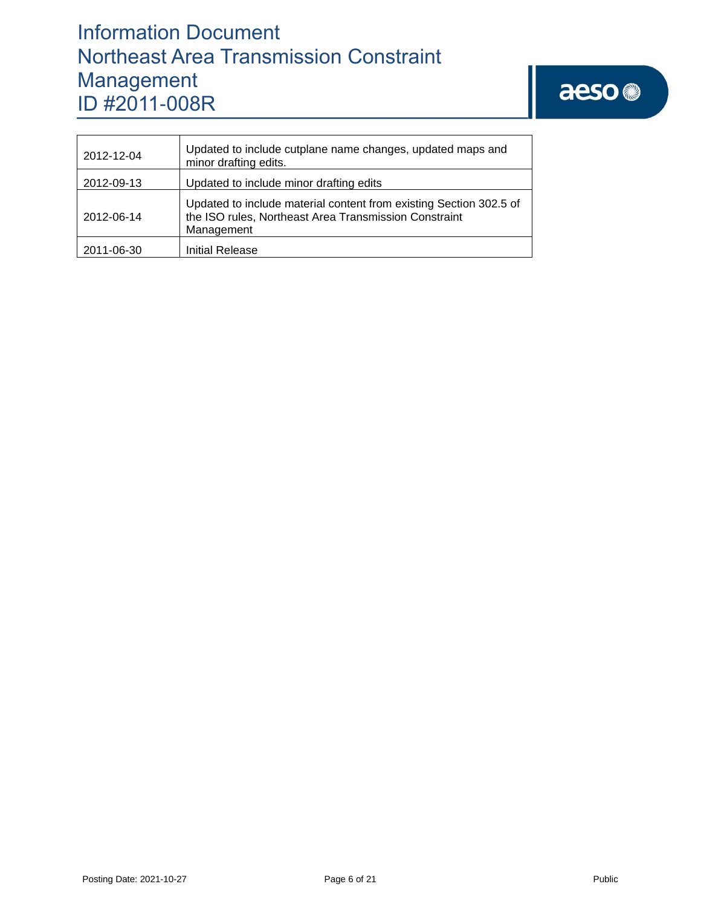| 2012-12-04 | Updated to include cutplane name changes, updated maps and minor drafting edits. |
| --- | --- |
| 2012-09-13 | Updated to include minor drafting edits |
| 2012-06-14 | Updated to include material content from existing Section 302.5 of the ISO rules, Northeast Area Transmission Constraint Management |
| 2011-06-30 | Initial Release |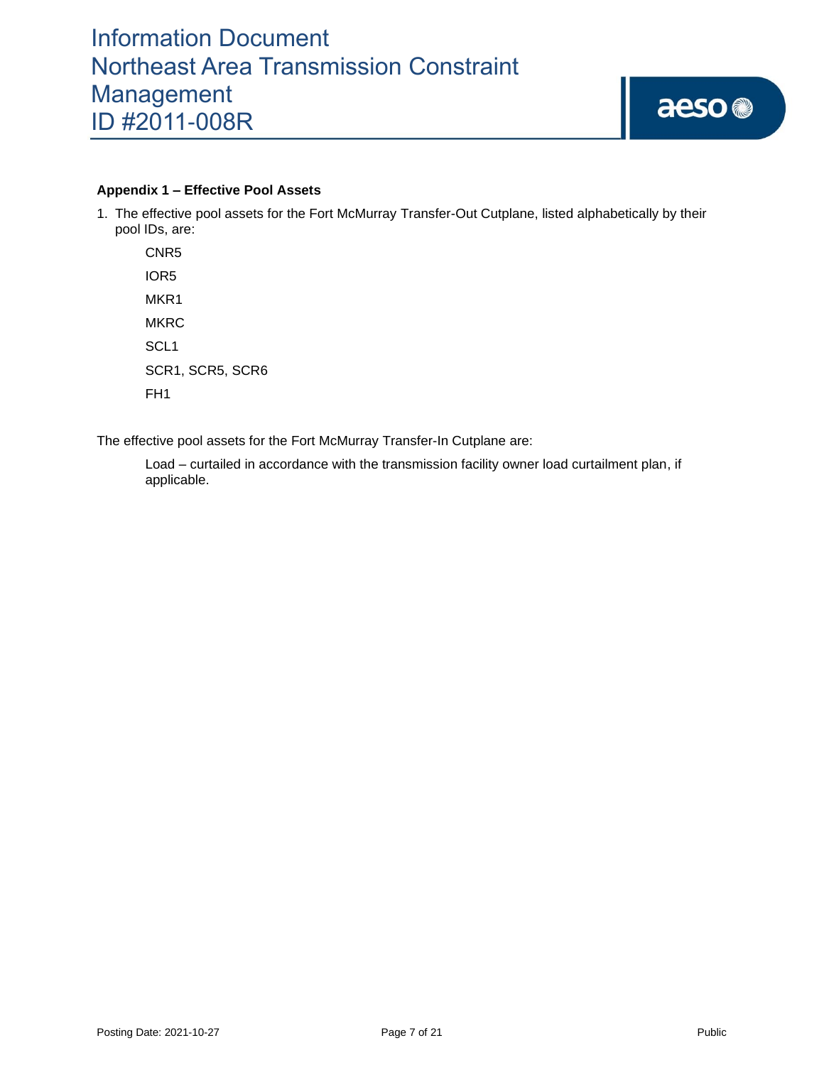**Appendix 1 – Effective Pool Assets**

1. The effective pool assets for the Fort McMurray Transfer-Out Cutplane, listed alphabetically by their pool IDs, are:

   CNR5

   IOR5

   MKR1

   MKRC

   SCL1

   SCR1, SCR5, SCR6

   FH1

The effective pool assets for the Fort McMurray Transfer-In Cutplane are:

   Load – curtailed in accordance with the transmission facility owner load curtailment plan, if applicable.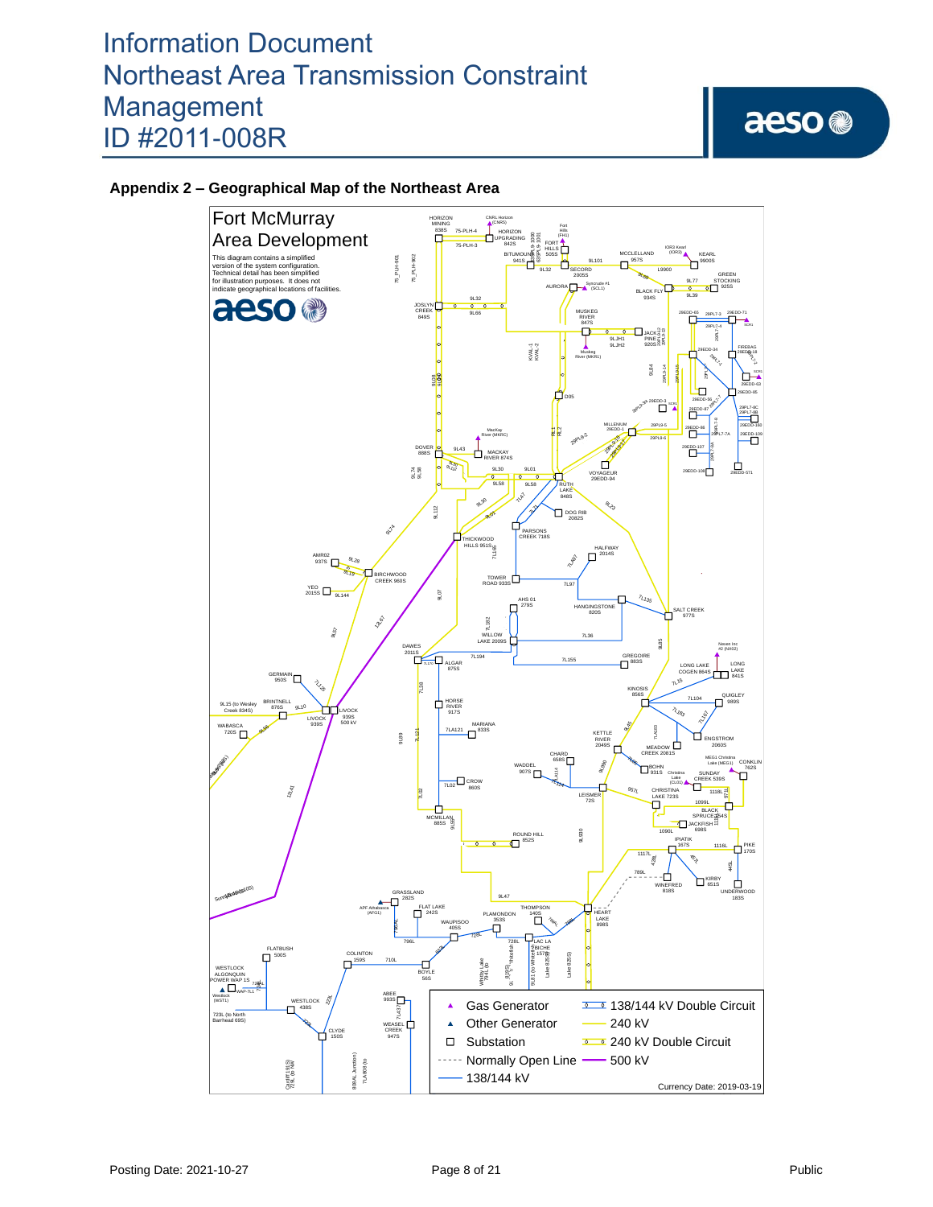## Appendix 2 – Geographical Map of the Northeast Area

**Fort McMurray Area Development**

This diagram contains a simplified version of the system configuration. Technical detail has been simplified for illustration purposes. It does not indicate geographical locations of facilities.

| Legend | |
|---|---|
| Gas Generator | 138/144 kV Double Circuit |
| Other Generator | 240 kV |
| Substation | 240 kV Double Circuit |
| Normally Open Line | 500 kV |
| 138/144 kV | |

Currency Date: 2019-03-19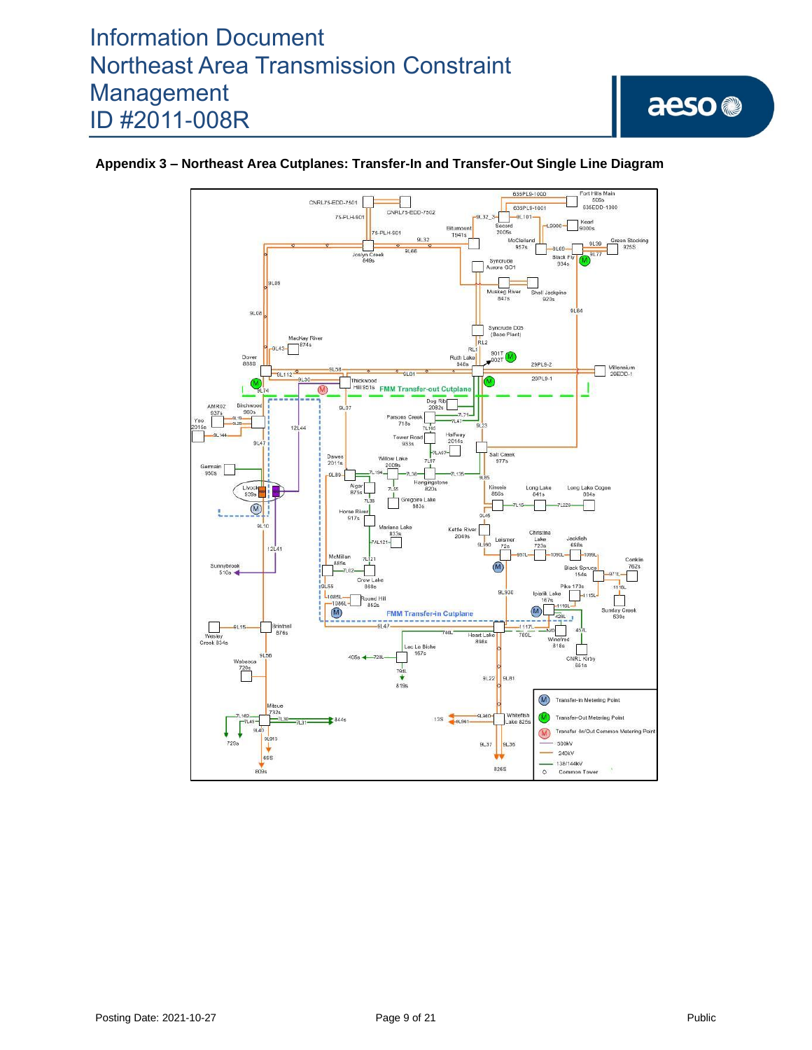**Appendix 3 – Northeast Area Cutplanes: Transfer-In and Transfer-Out Single Line Diagram**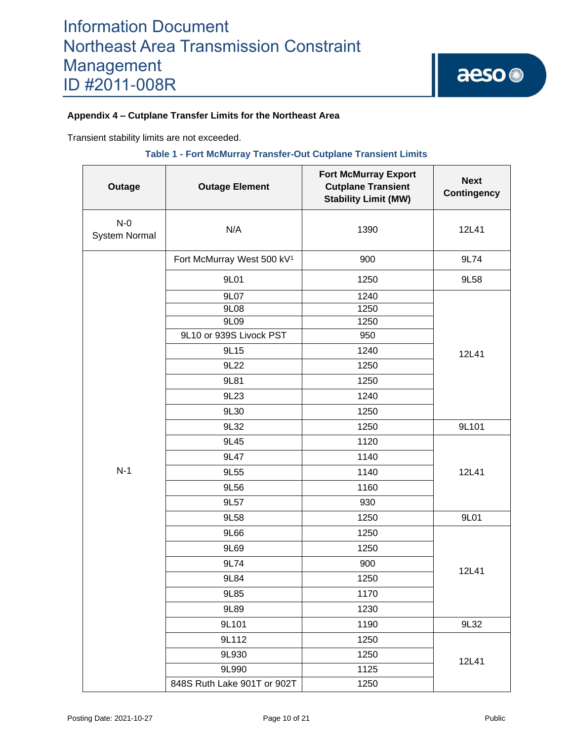**Appendix 4 – Cutplane Transfer Limits for the Northeast Area**

Transient stability limits are not exceeded.

**Table 1 - Fort McMurray Transfer-Out Cutplane Transient Limits**

| Outage | Outage Element | Fort McMurray Export Cutplane Transient Stability Limit (MW) | Next Contingency |
|---|---|---|---|
| N-0 System Normal | N/A | 1390 | 12L41 |
| N-1 | Fort McMurray West 500 kV[1] | 900 | 9L74 |
| | 9L01 | 1250 | 9L58 |
| | 9L07 | 1240 | 12L41 |
| | 9L08 | 1250 | 12L41 |
| | 9L09 | 1250 | 12L41 |
| | 9L10 or 939S Livock PST | 950 | 12L41 |
| | 9L15 | 1240 | 12L41 |
| | 9L22 | 1250 | 12L41 |
| | 9L81 | 1250 | 12L41 |
| | 9L23 | 1240 | 12L41 |
| | 9L30 | 1250 | 12L41 |
| | 9L32 | 1250 | 9L101 |
| | 9L45 | 1120 | 12L41 |
| | 9L47 | 1140 | 12L41 |
| | 9L55 | 1140 | 12L41 |
| | 9L56 | 1160 | 12L41 |
| | 9L57 | 930 | 12L41 |
| | 9L58 | 1250 | 9L01 |
| | 9L66 | 1250 | 12L41 |
| | 9L69 | 1250 | 12L41 |
| | 9L74 | 900 | 12L41 |
| | 9L84 | 1250 | 12L41 |
| | 9L85 | 1170 | 12L41 |
| | 9L89 | 1230 | 12L41 |
| | 9L101 | 1190 | 9L32 |
| | 9L112 | 1250 | 12L41 |
| | 9L930 | 1250 | 12L41 |
| | 9L990 | 1125 | 12L41 |
| | 848S Ruth Lake 901T or 902T | 1250 | 12L41 |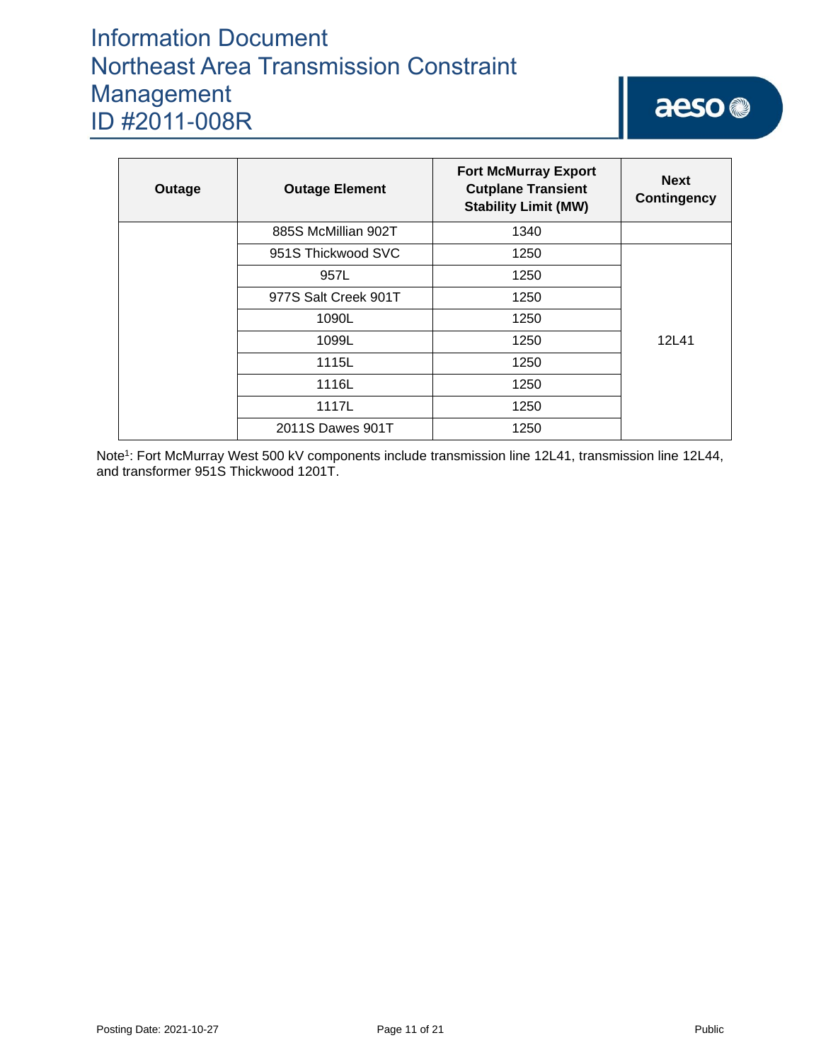| Outage | Outage Element | Fort McMurray Export Cutplane Transient Stability Limit (MW) | Next Contingency |
|---|---|---|---|
| | 885S McMillian 902T | 1340 | |
| | 951S Thickwood SVC | 1250 | 12L41 |
| | 957L | 1250 | |
| | 977S Salt Creek 901T | 1250 | |
| | 1090L | 1250 | |
| | 1099L | 1250 | |
| | 1115L | 1250 | |
| | 1116L | 1250 | |
| | 1117L | 1250 | |
| | 2011S Dawes 901T | 1250 | |

Note[1]: Fort McMurray West 500 kV components include transmission line 12L41, transmission line 12L44, and transformer 951S Thickwood 1201T.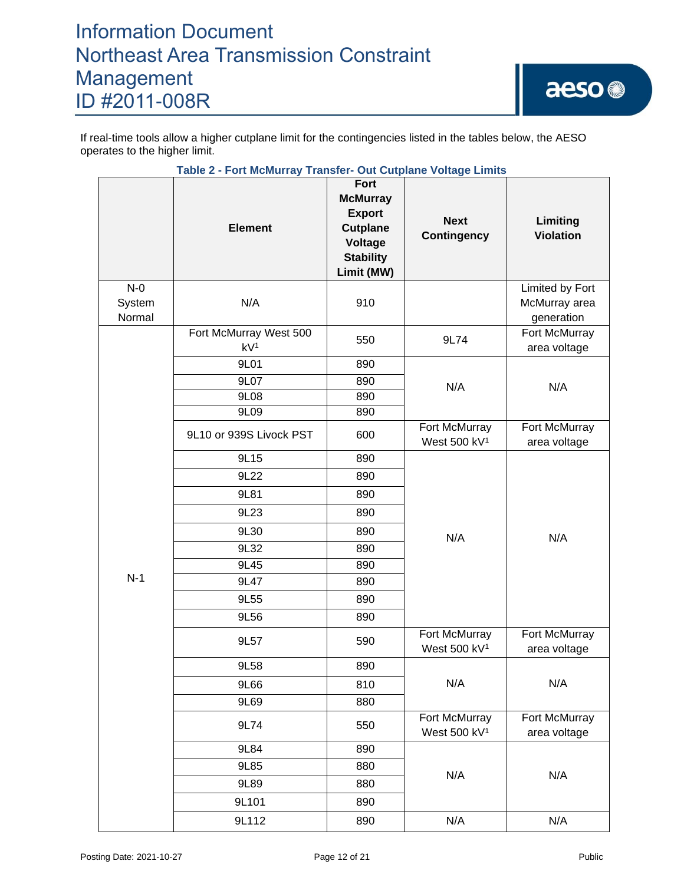If real-time tools allow a higher cutplane limit for the contingencies listed in the tables below, the AESO operates to the higher limit.

**Table 2 - Fort McMurray Transfer- Out Cutplane Voltage Limits**

| | Element | Fort McMurray Export Cutplane Voltage Stability Limit (MW) | Next Contingency | Limiting Violation |
|---|---|---|---|---|
| N-0 System Normal | N/A | 910 | | Limited by Fort McMurray area generation |
| N-1 | Fort McMurray West 500 kV[1] | 550 | 9L74 | Fort McMurray area voltage |
| | 9L01 | 890 | N/A | N/A |
| | 9L07 | 890 | | |
| | 9L08 | 890 | | |
| | 9L09 | 890 | | |
| | 9L10 or 939S Livock PST | 600 | Fort McMurray West 500 kV[1] | Fort McMurray area voltage |
| | 9L15 | 890 | N/A | N/A |
| | 9L22 | 890 | | |
| | 9L81 | 890 | | |
| | 9L23 | 890 | | |
| | 9L30 | 890 | | |
| | 9L32 | 890 | | |
| | 9L45 | 890 | | |
| | 9L47 | 890 | | |
| | 9L55 | 890 | | |
| | 9L56 | 890 | | |
| | 9L57 | 590 | Fort McMurray West 500 kV[1] | Fort McMurray area voltage |
| | 9L58 | 890 | N/A | N/A |
| | 9L66 | 810 | | |
| | 9L69 | 880 | | |
| | 9L74 | 550 | Fort McMurray West 500 kV[1] | Fort McMurray area voltage |
| | 9L84 | 890 | N/A | N/A |
| | 9L85 | 880 | | |
| | 9L89 | 880 | | |
| | 9L101 | 890 | | |
| | 9L112 | 890 | N/A | N/A |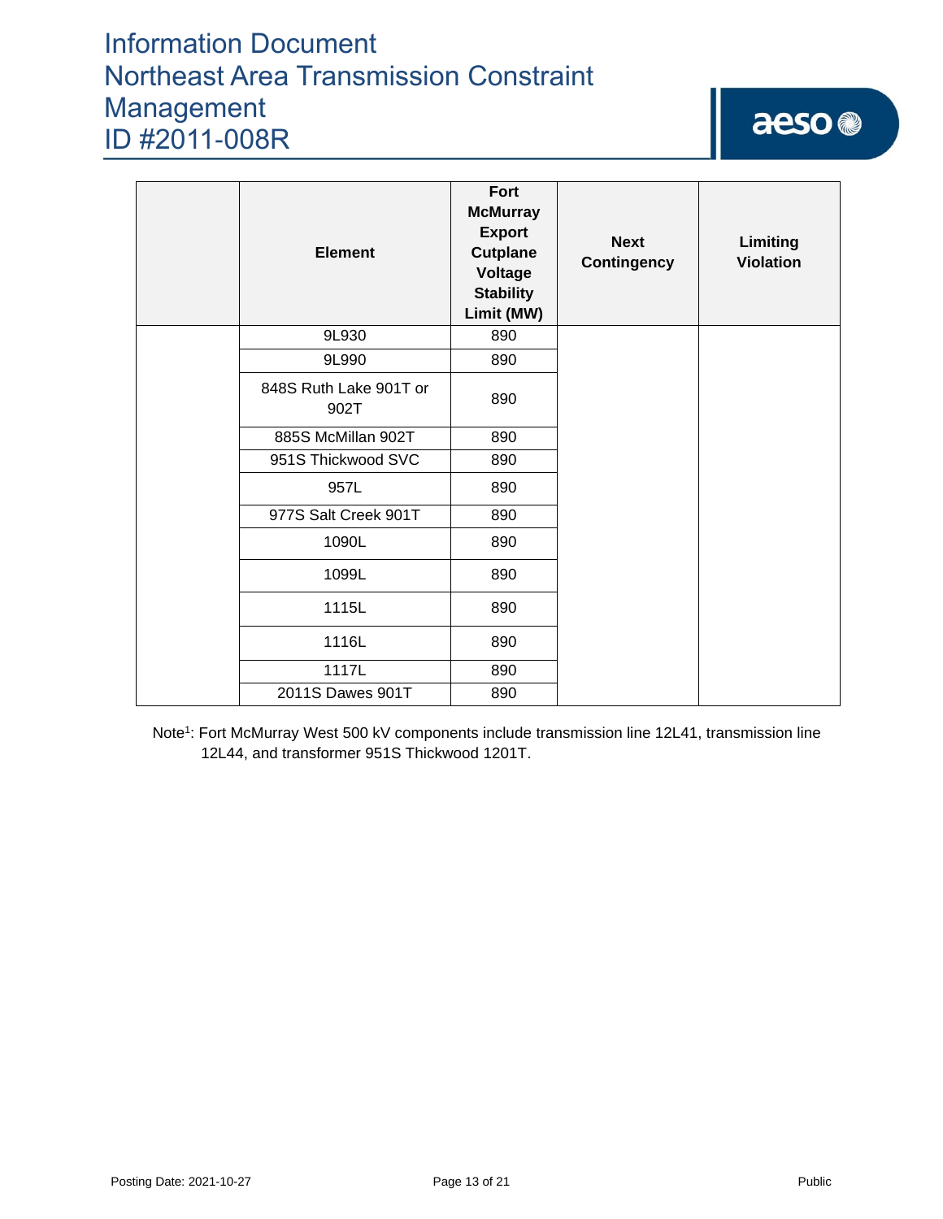| | Element | Fort McMurray Export Cutplane Voltage Stability Limit (MW) | Next Contingency | Limiting Violation |
|---|---|---|---|---|
| | 9L930 | 890 | | |
| | 9L990 | 890 | | |
| | 848S Ruth Lake 901T or 902T | 890 | | |
| | 885S McMillan 902T | 890 | | |
| | 951S Thickwood SVC | 890 | | |
| | 957L | 890 | | |
| | 977S Salt Creek 901T | 890 | | |
| | 1090L | 890 | | |
| | 1099L | 890 | | |
| | 1115L | 890 | | |
| | 1116L | 890 | | |
| | 1117L | 890 | | |
| | 2011S Dawes 901T | 890 | | |

Note[1]: Fort McMurray West 500 kV components include transmission line 12L41, transmission line 12L44, and transformer 951S Thickwood 1201T.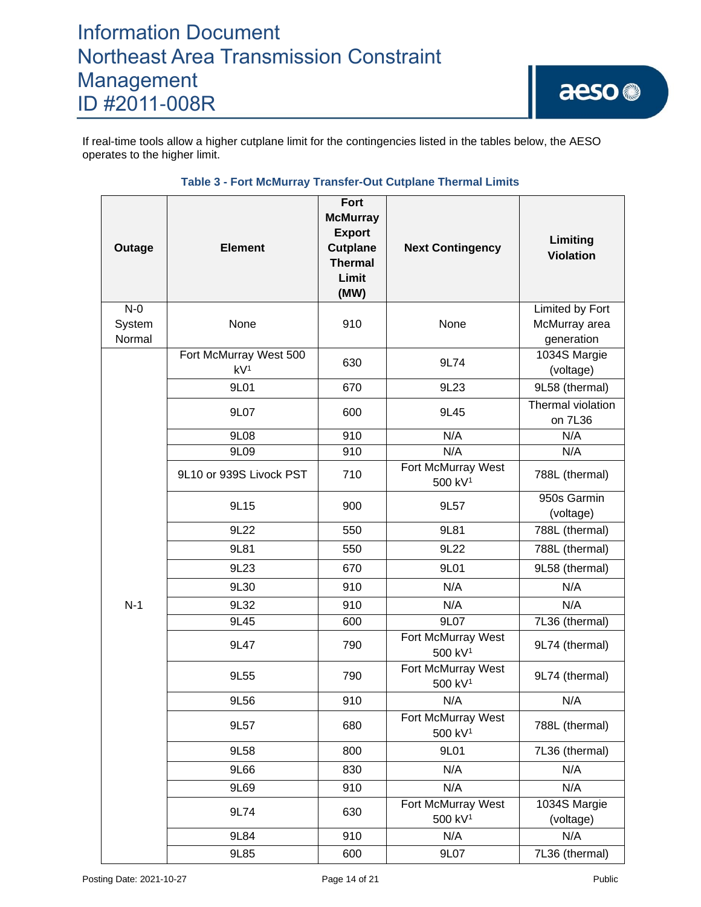If real-time tools allow a higher cutplane limit for the contingencies listed in the tables below, the AESO operates to the higher limit.

**Table 3 - Fort McMurray Transfer-Out Cutplane Thermal Limits**

| Outage | Element | Fort McMurray Export Cutplane Thermal Limit (MW) | Next Contingency | Limiting Violation |
|---|---|---|---|---|
| N-0 System Normal | None | 910 | None | Limited by Fort McMurray area generation |
| N-1 | Fort McMurray West 500 kV[1] | 630 | 9L74 | 1034S Margie (voltage) |
| | 9L01 | 670 | 9L23 | 9L58 (thermal) |
| | 9L07 | 600 | 9L45 | Thermal violation on 7L36 |
| | 9L08 | 910 | N/A | N/A |
| | 9L09 | 910 | N/A | N/A |
| | 9L10 or 939S Livock PST | 710 | Fort McMurray West 500 kV[1] | 788L (thermal) |
| | 9L15 | 900 | 9L57 | 950s Garmin (voltage) |
| | 9L22 | 550 | 9L81 | 788L (thermal) |
| | 9L81 | 550 | 9L22 | 788L (thermal) |
| | 9L23 | 670 | 9L01 | 9L58 (thermal) |
| | 9L30 | 910 | N/A | N/A |
| | 9L32 | 910 | N/A | N/A |
| | 9L45 | 600 | 9L07 | 7L36 (thermal) |
| | 9L47 | 790 | Fort McMurray West 500 kV[1] | 9L74 (thermal) |
| | 9L55 | 790 | Fort McMurray West 500 kV[1] | 9L74 (thermal) |
| | 9L56 | 910 | N/A | N/A |
| | 9L57 | 680 | Fort McMurray West 500 kV[1] | 788L (thermal) |
| | 9L58 | 800 | 9L01 | 7L36 (thermal) |
| | 9L66 | 830 | N/A | N/A |
| | 9L69 | 910 | N/A | N/A |
| | 9L74 | 630 | Fort McMurray West 500 kV[1] | 1034S Margie (voltage) |
| | 9L84 | 910 | N/A | N/A |
| | 9L85 | 600 | 9L07 | 7L36 (thermal) |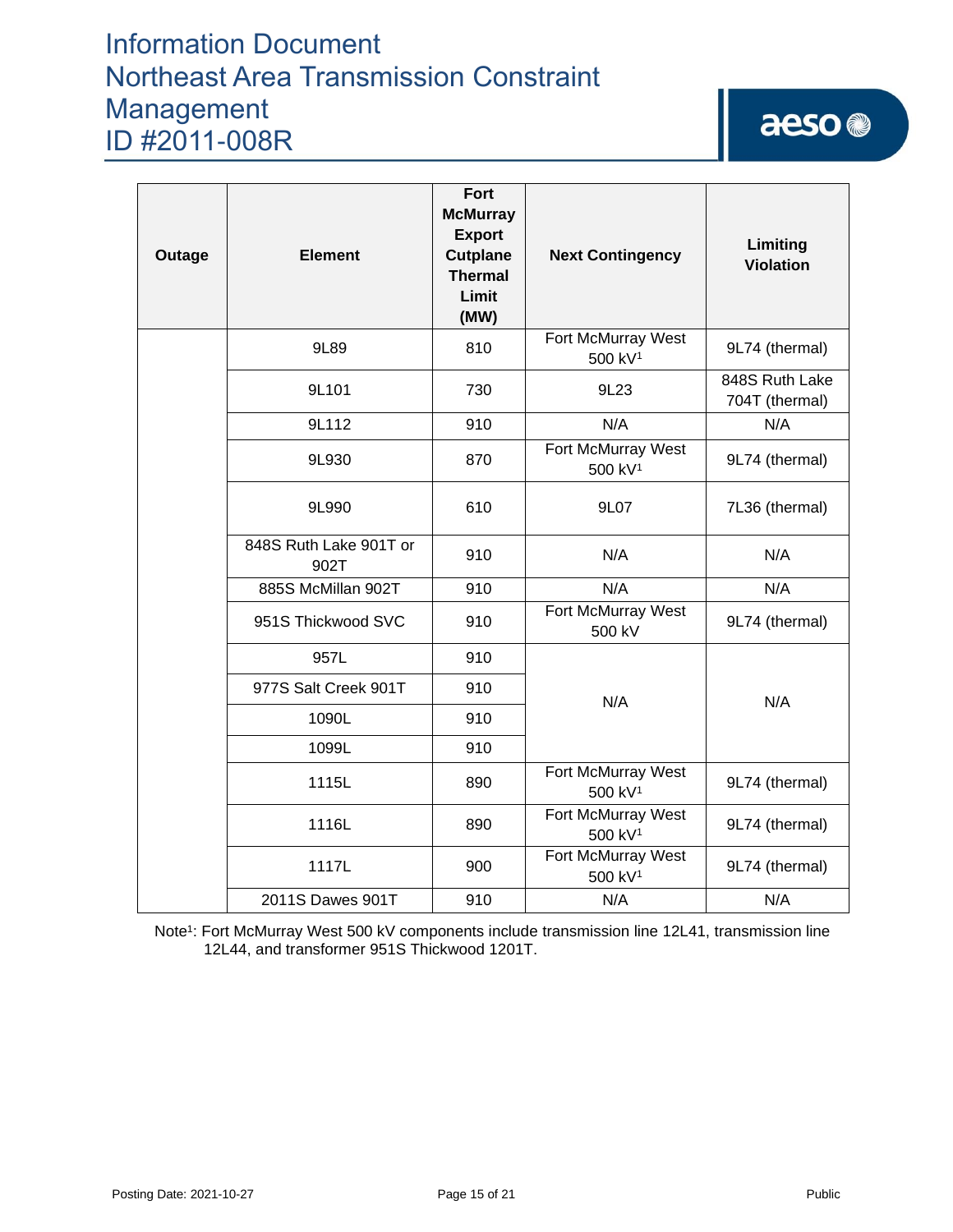| Outage | Element | Fort McMurray Export Cutplane Thermal Limit (MW) | Next Contingency | Limiting Violation |
|---|---|---|---|---|
| | 9L89 | 810 | Fort McMurray West 500 kV[1] | 9L74 (thermal) |
| | 9L101 | 730 | 9L23 | 848S Ruth Lake 704T (thermal) |
| | 9L112 | 910 | N/A | N/A |
| | 9L930 | 870 | Fort McMurray West 500 kV[1] | 9L74 (thermal) |
| | 9L990 | 610 | 9L07 | 7L36 (thermal) |
| | 848S Ruth Lake 901T or 902T | 910 | N/A | N/A |
| | 885S McMillan 902T | 910 | N/A | N/A |
| | 951S Thickwood SVC | 910 | Fort McMurray West 500 kV | 9L74 (thermal) |
| | 957L | 910 | N/A | N/A |
| | 977S Salt Creek 901T | 910 | | |
| | 1090L | 910 | | |
| | 1099L | 910 | | |
| | 1115L | 890 | Fort McMurray West 500 kV[1] | 9L74 (thermal) |
| | 1116L | 890 | Fort McMurray West 500 kV[1] | 9L74 (thermal) |
| | 1117L | 900 | Fort McMurray West 500 kV[1] | 9L74 (thermal) |
| | 2011S Dawes 901T | 910 | N/A | N/A |

Note[1]: Fort McMurray West 500 kV components include transmission line 12L41, transmission line 12L44, and transformer 951S Thickwood 1201T.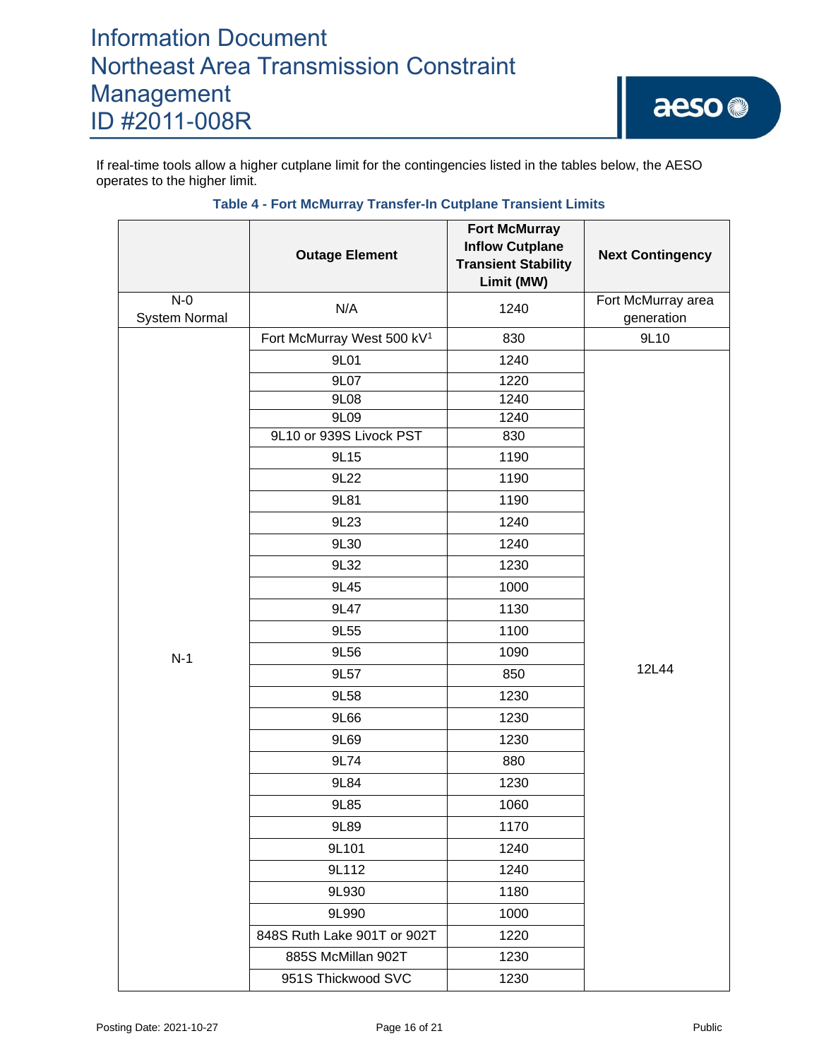If real-time tools allow a higher cutplane limit for the contingencies listed in the tables below, the AESO operates to the higher limit.

**Table 4 - Fort McMurray Transfer-In Cutplane Transient Limits**

| | Outage Element | Fort McMurray Inflow Cutplane Transient Stability Limit (MW) | Next Contingency |
|---|---|---|---|
| N-0 System Normal | N/A | 1240 | Fort McMurray area generation |
| N-1 | Fort McMurray West 500 kV[1] | 830 | 9L10 |
| | 9L01 | 1240 | 12L44 |
| | 9L07 | 1220 | |
| | 9L08 | 1240 | |
| | 9L09 | 1240 | |
| | 9L10 or 939S Livock PST | 830 | |
| | 9L15 | 1190 | |
| | 9L22 | 1190 | |
| | 9L81 | 1190 | |
| | 9L23 | 1240 | |
| | 9L30 | 1240 | |
| | 9L32 | 1230 | |
| | 9L45 | 1000 | |
| | 9L47 | 1130 | |
| | 9L55 | 1100 | |
| | 9L56 | 1090 | |
| | 9L57 | 850 | |
| | 9L58 | 1230 | |
| | 9L66 | 1230 | |
| | 9L69 | 1230 | |
| | 9L74 | 880 | |
| | 9L84 | 1230 | |
| | 9L85 | 1060 | |
| | 9L89 | 1170 | |
| | 9L101 | 1240 | |
| | 9L112 | 1240 | |
| | 9L930 | 1180 | |
| | 9L990 | 1000 | |
| | 848S Ruth Lake 901T or 902T | 1220 | |
| | 885S McMillan 902T | 1230 | |
| | 951S Thickwood SVC | 1230 | |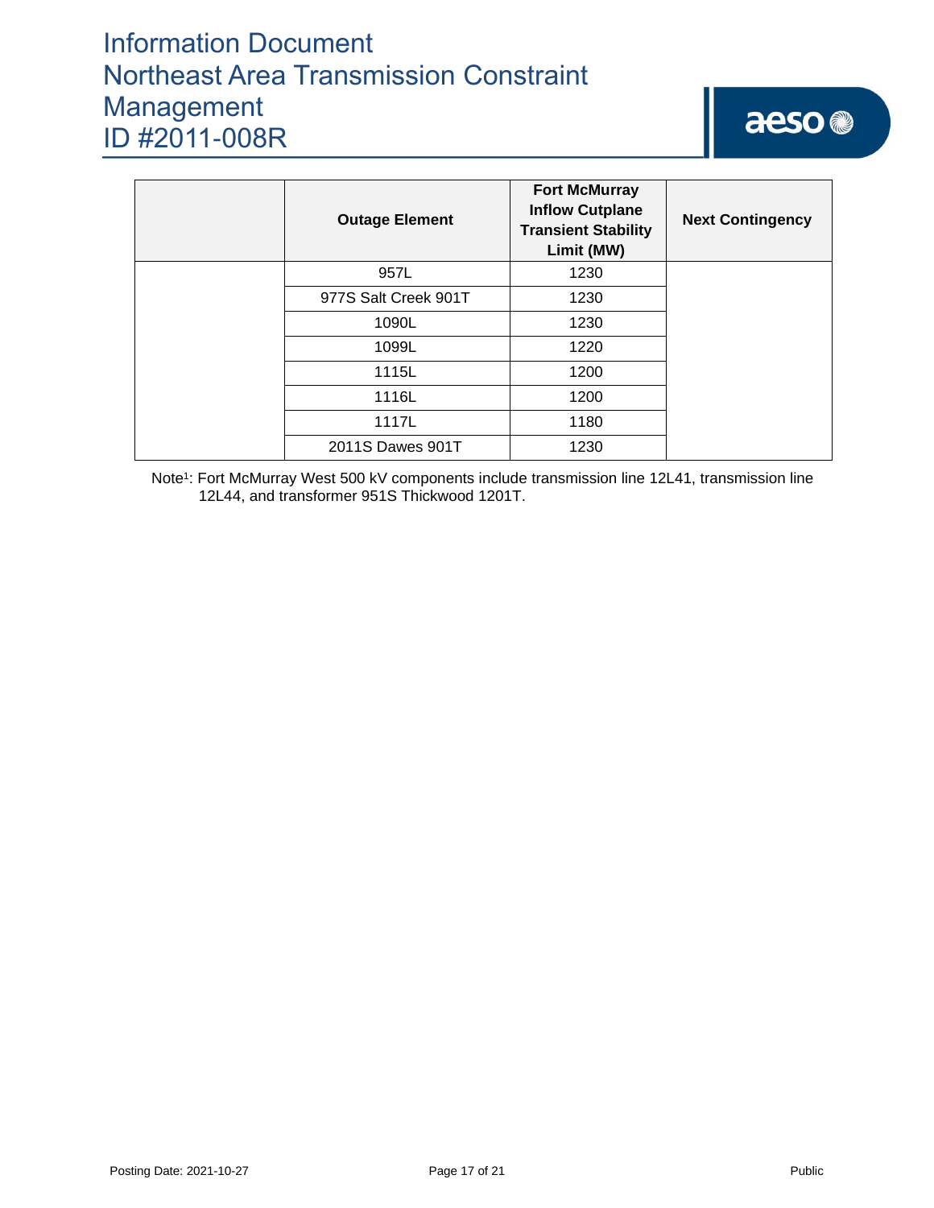| | Outage Element | Fort McMurray Inflow Cutplane Transient Stability Limit (MW) | Next Contingency |
|---|---|---|---|
| | 957L | 1230 | |
| | 977S Salt Creek 901T | 1230 | |
| | 1090L | 1230 | |
| | 1099L | 1220 | |
| | 1115L | 1200 | |
| | 1116L | 1200 | |
| | 1117L | 1180 | |
| | 2011S Dawes 901T | 1230 | |

Note[1]: Fort McMurray West 500 kV components include transmission line 12L41, transmission line 12L44, and transformer 951S Thickwood 1201T.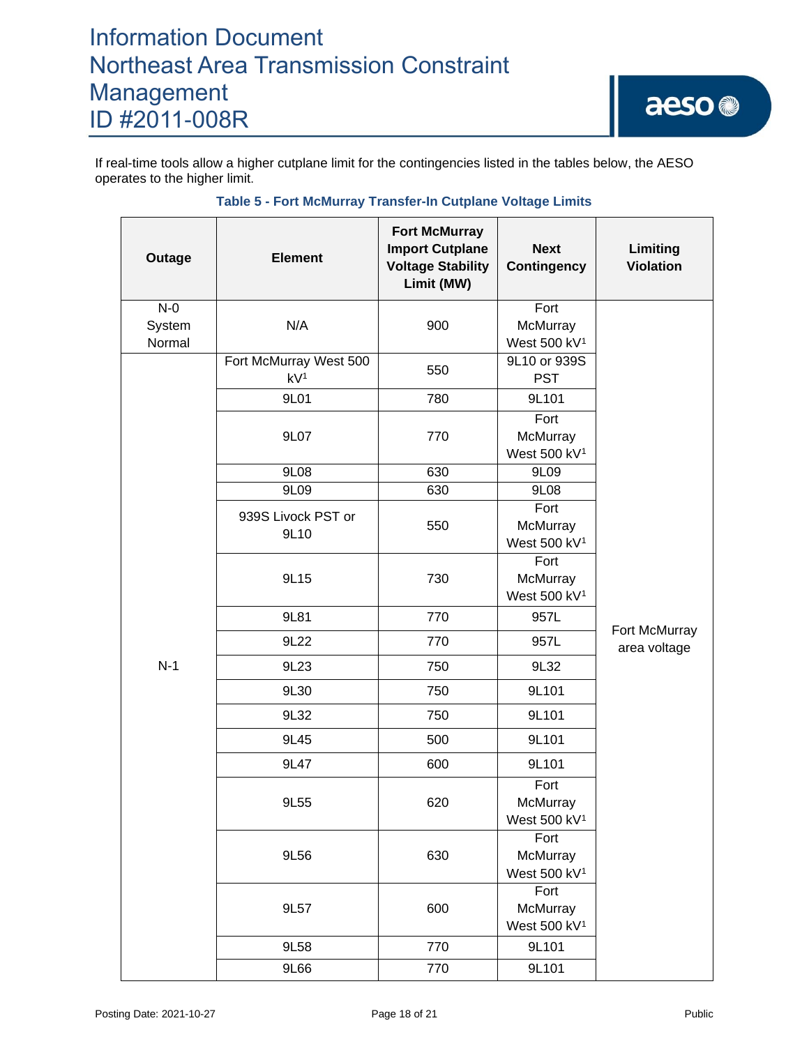If real-time tools allow a higher cutplane limit for the contingencies listed in the tables below, the AESO operates to the higher limit.

**Table 5 - Fort McMurray Transfer-In Cutplane Voltage Limits**

| Outage | Element | Fort McMurray Import Cutplane Voltage Stability Limit (MW) | Next Contingency | Limiting Violation |
|---|---|---|---|---|
| N-0 System Normal | N/A | 900 | Fort McMurray West 500 kV[1] | Fort McMurray area voltage |
| N-1 | Fort McMurray West 500 kV[1] | 550 | 9L10 or 939S PST | |
| | 9L01 | 780 | 9L101 | |
| | 9L07 | 770 | Fort McMurray West 500 kV[1] | |
| | 9L08 | 630 | 9L09 | |
| | 9L09 | 630 | 9L08 | |
| | 939S Livock PST or 9L10 | 550 | Fort McMurray West 500 kV[1] | |
| | 9L15 | 730 | Fort McMurray West 500 kV[1] | |
| | 9L81 | 770 | 957L | |
| | 9L22 | 770 | 957L | |
| | 9L23 | 750 | 9L32 | |
| | 9L30 | 750 | 9L101 | |
| | 9L32 | 750 | 9L101 | |
| | 9L45 | 500 | 9L101 | |
| | 9L47 | 600 | 9L101 | |
| | 9L55 | 620 | Fort McMurray West 500 kV[1] | |
| | 9L56 | 630 | Fort McMurray West 500 kV[1] | |
| | 9L57 | 600 | Fort McMurray West 500 kV[1] | |
| | 9L58 | 770 | 9L101 | |
| | 9L66 | 770 | 9L101 | |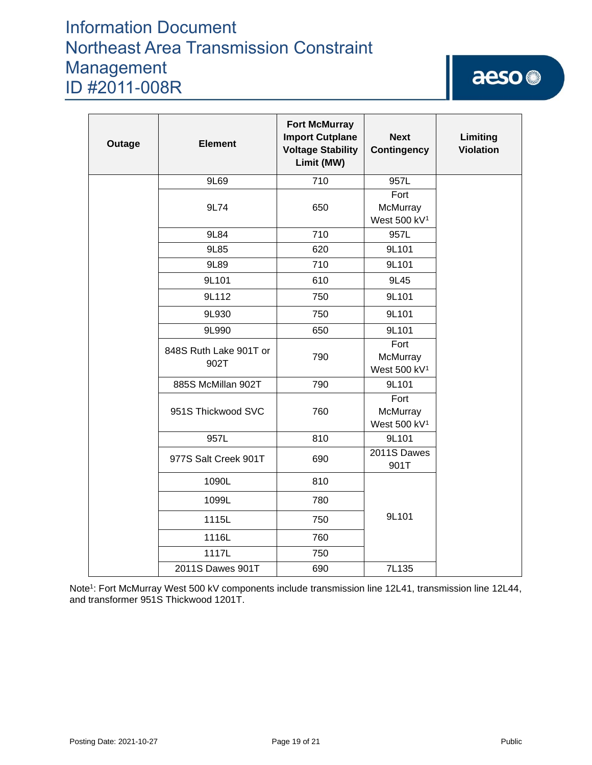| Outage | Element | Fort McMurray Import Cutplane Voltage Stability Limit (MW) | Next Contingency | Limiting Violation |
|---|---|---|---|---|
| | 9L69 | 710 | 957L | |
| | 9L74 | 650 | Fort McMurray West 500 kV[1] | |
| | 9L84 | 710 | 957L | |
| | 9L85 | 620 | 9L101 | |
| | 9L89 | 710 | 9L101 | |
| | 9L101 | 610 | 9L45 | |
| | 9L112 | 750 | 9L101 | |
| | 9L930 | 750 | 9L101 | |
| | 9L990 | 650 | 9L101 | |
| | 848S Ruth Lake 901T or 902T | 790 | Fort McMurray West 500 kV[1] | |
| | 885S McMillan 902T | 790 | 9L101 | |
| | 951S Thickwood SVC | 760 | Fort McMurray West 500 kV[1] | |
| | 957L | 810 | 9L101 | |
| | 977S Salt Creek 901T | 690 | 2011S Dawes 901T | |
| | 1090L | 810 | 9L101 | |
| | 1099L | 780 | 9L101 | |
| | 1115L | 750 | 9L101 | |
| | 1116L | 760 | 9L101 | |
| | 1117L | 750 | 9L101 | |
| | 2011S Dawes 901T | 690 | 7L135 | |

Note[1]: Fort McMurray West 500 kV components include transmission line 12L41, transmission line 12L44, and transformer 951S Thickwood 1201T.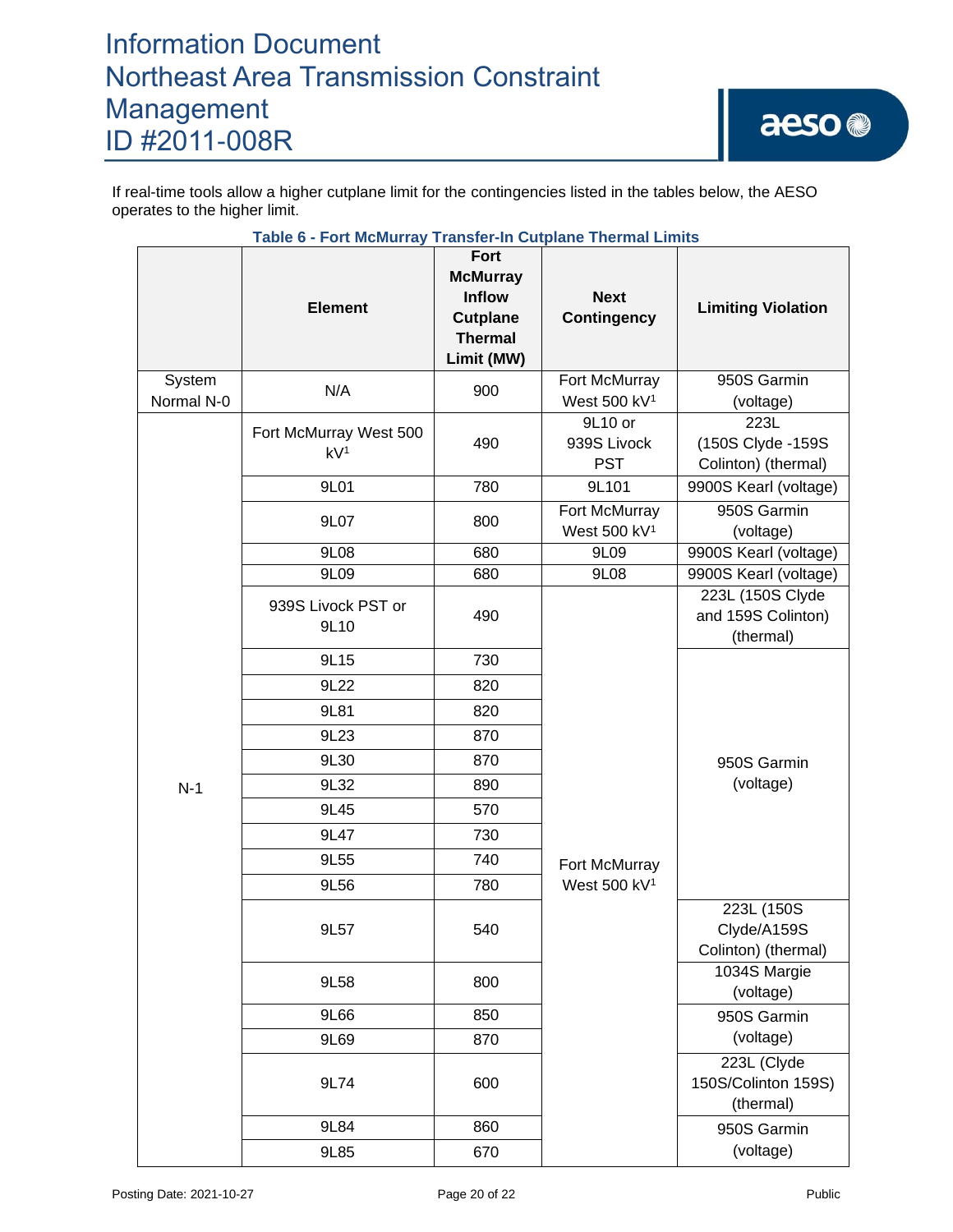If real-time tools allow a higher cutplane limit for the contingencies listed in the tables below, the AESO operates to the higher limit.

**Table 6 - Fort McMurray Transfer-In Cutplane Thermal Limits**

| | Element | Fort McMurray Inflow Cutplane Thermal Limit (MW) | Next Contingency | Limiting Violation |
|---|---|---|---|---|
| System Normal N-0 | N/A | 900 | Fort McMurray West 500 kV[1] | 950S Garmin (voltage) |
| N-1 | Fort McMurray West 500 kV[1] | 490 | 9L10 or 939S Livock PST | 223L (150S Clyde -159S Colinton) (thermal) |
| | 9L01 | 780 | 9L101 | 9900S Kearl (voltage) |
| | 9L07 | 800 | Fort McMurray West 500 kV[1] | 950S Garmin (voltage) |
| | 9L08 | 680 | 9L09 | 9900S Kearl (voltage) |
| | 9L09 | 680 | 9L08 | 9900S Kearl (voltage) |
| | 939S Livock PST or 9L10 | 490 | Fort McMurray West 500 kV[1] | 223L (150S Clyde and 159S Colinton) (thermal) |
| | 9L15 | 730 | | 950S Garmin (voltage) |
| | 9L22 | 820 | | |
| | 9L81 | 820 | | |
| | 9L23 | 870 | | |
| | 9L30 | 870 | | |
| | 9L32 | 890 | | |
| | 9L45 | 570 | | |
| | 9L47 | 730 | | |
| | 9L55 | 740 | | |
| | 9L56 | 780 | | |
| | 9L57 | 540 | | 223L (150S Clyde/A159S Colinton) (thermal) |
| | 9L58 | 800 | | 1034S Margie (voltage) |
| | 9L66 | 850 | | 950S Garmin (voltage) |
| | 9L69 | 870 | | |
| | 9L74 | 600 | | 223L (Clyde 150S/Colinton 159S) (thermal) |
| | 9L84 | 860 | | 950S Garmin (voltage) |
| | 9L85 | 670 | | |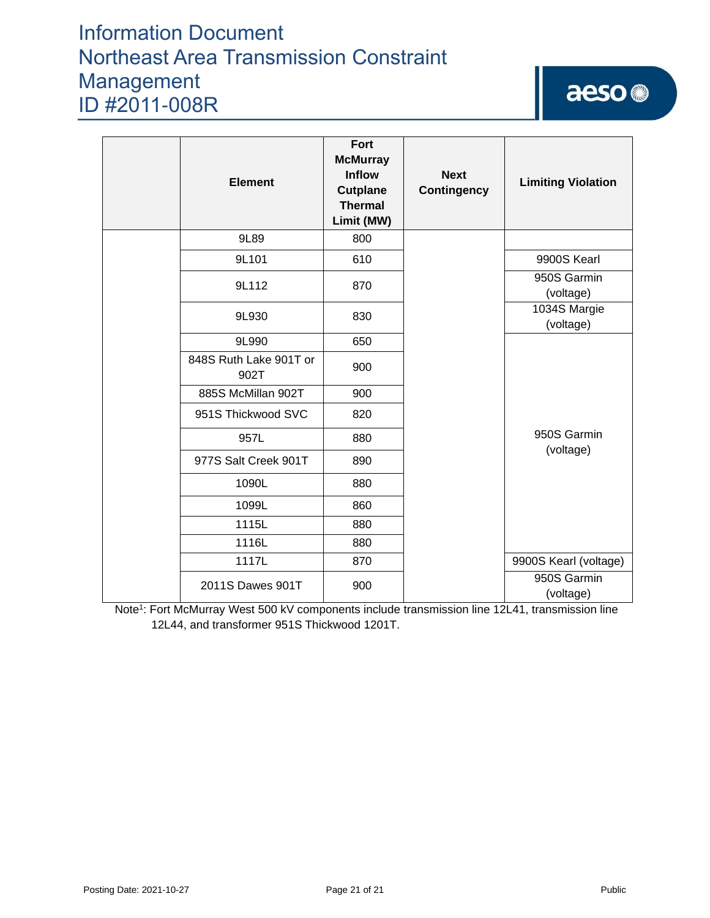| | Element | Fort McMurray Inflow Cutplane Thermal Limit (MW) | Next Contingency | Limiting Violation |
|---|---|---|---|---|
| | 9L89 | 800 | | |
| | 9L101 | 610 | | 9900S Kearl |
| | 9L112 | 870 | | 950S Garmin (voltage) |
| | 9L930 | 830 | | 1034S Margie (voltage) |
| | 9L990 | 650 | | 950S Garmin (voltage) |
| | 848S Ruth Lake 901T or 902T | 900 | | |
| | 885S McMillan 902T | 900 | | |
| | 951S Thickwood SVC | 820 | | |
| | 957L | 880 | | |
| | 977S Salt Creek 901T | 890 | | |
| | 1090L | 880 | | |
| | 1099L | 860 | | |
| | 1115L | 880 | | |
| | 1116L | 880 | | |
| | 1117L | 870 | | 9900S Kearl (voltage) |
| | 2011S Dawes 901T | 900 | | 950S Garmin (voltage) |

Note[1]: Fort McMurray West 500 kV components include transmission line 12L41, transmission line 12L44, and transformer 951S Thickwood 1201T.